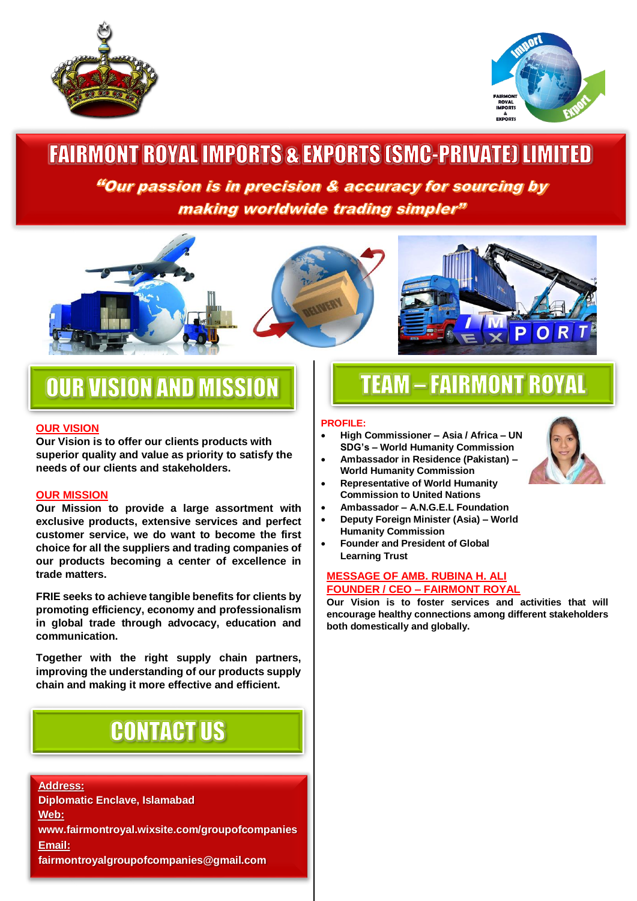# FAIRMONT ROYAL IMPORTS & EXPORTS (SMC-PRIVATE) LIMITED

***"Our passion is in precision & accuracy for sourcing by making worldwide trading simpler"***

## OUR VISION AND MISSION

**OUR VISION**

**Our Vision is to offer our clients products with superior quality and value as priority to satisfy the needs of our clients and stakeholders.**

**OUR MISSION**

**Our Mission to provide a large assortment with exclusive products, extensive services and perfect customer service, we do want to become the first choice for all the suppliers and trading companies of our products becoming a center of excellence in trade matters.**

**FRIE seeks to achieve tangible benefits for clients by promoting efficiency, economy and professionalism in global trade through advocacy, education and communication.**

**Together with the right supply chain partners, improving the understanding of our products supply chain and making it more effective and efficient.**

## CONTACT US

**Address:**
**Diplomatic Enclave, Islamabad**
**Web:**
**www.fairmontroyal.wixsite.com/groupofcompanies**
**Email:**
**fairmontroyalgroupofcompanies@gmail.com**

## TEAM – FAIRMONT ROYAL

**PROFILE:**

- **High Commissioner – Asia / Africa – UN SDG's – World Humanity Commission**
- **Ambassador in Residence (Pakistan) – World Humanity Commission**
- **Representative of World Humanity Commission to United Nations**
- **Ambassador – A.N.G.E.L Foundation**
- **Deputy Foreign Minister (Asia) – World Humanity Commission**
- **Founder and President of Global Learning Trust**

**MESSAGE OF AMB. RUBINA H. ALI**
**FOUNDER / CEO – FAIRMONT ROYAL**

**Our Vision is to foster services and activities that will encourage healthy connections among different stakeholders both domestically and globally.**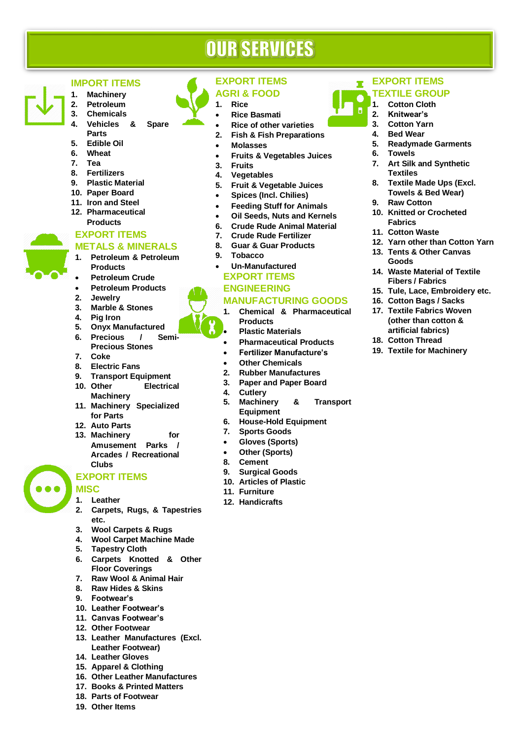# OUR SERVICES

## IMPORT ITEMS

1. Machinery
2. Petroleum
3. Chemicals
4. Vehicles & Spare Parts
5. Edible Oil
6. Wheat
7. Tea
8. Fertilizers
9. Plastic Material
10. Paper Board
11. Iron and Steel
12. Pharmaceutical Products

## EXPORT ITEMS METALS & MINERALS

1. Petroleum & Petroleum Products
   - Petroleum Crude
   - Petroleum Products
2. Jewelry
3. Marble & Stones
4. Pig Iron
5. Onyx Manufactured
6. Precious / Semi-Precious Stones
7. Coke
8. Electric Fans
9. Transport Equipment
10. Other Electrical Machinery
11. Machinery Specialized for Parts
12. Auto Parts
13. Machinery for Amusement Parks / Arcades / Recreational Clubs

## EXPORT ITEMS MISC

1. Leather
2. Carpets, Rugs, & Tapestries etc.
3. Wool Carpets & Rugs
4. Wool Carpet Machine Made
5. Tapestry Cloth
6. Carpets Knotted & Other Floor Coverings
7. Raw Wool & Animal Hair
8. Raw Hides & Skins
9. Footwear's
10. Leather Footwear's
11. Canvas Footwear's
12. Other Footwear
13. Leather Manufactures (Excl. Leather Footwear)
14. Leather Gloves
15. Apparel & Clothing
16. Other Leather Manufactures
17. Books & Printed Matters
18. Parts of Footwear
19. Other Items

## EXPORT ITEMS AGRI & FOOD

1. Rice
   - Rice Basmati
   - Rice of other varieties
2. Fish & Fish Preparations
   - Molasses
   - Fruits & Vegetables Juices
3. Fruits
4. Vegetables
5. Fruit & Vegetable Juices
   - Spices (Incl. Chilies)
   - Feeding Stuff for Animals
   - Oil Seeds, Nuts and Kernels
6. Crude Rude Animal Material
7. Crude Rude Fertilizer
8. Guar & Guar Products
9. Tobacco
   - Un-Manufactured

## EXPORT ITEMS ENGINEERING MANUFACTURING GOODS

1. Chemical & Pharmaceutical Products
   - Plastic Materials
   - Pharmaceutical Products
   - Fertilizer Manufacture's
   - Other Chemicals
2. Rubber Manufactures
3. Paper and Paper Board
4. Cutlery
5. Machinery & Transport Equipment
6. House-Hold Equipment
7. Sports Goods
   - Gloves (Sports)
   - Other (Sports)
8. Cement
9. Surgical Goods
10. Articles of Plastic
11. Furniture
12. Handicrafts

## EXPORT ITEMS TEXTILE GROUP

1. Cotton Cloth
2. Knitwear's
3. Cotton Yarn
4. Bed Wear
5. Readymade Garments
6. Towels
7. Art Silk and Synthetic Textiles
8. Textile Made Ups (Excl. Towels & Bed Wear)
9. Raw Cotton
10. Knitted or Crocheted Fabrics
11. Cotton Waste
12. Yarn other than Cotton Yarn
13. Tents & Other Canvas Goods
14. Waste Material of Textile Fibers / Fabrics
15. Tule, Lace, Embroidery etc.
16. Cotton Bags / Sacks
17. Textile Fabrics Woven (other than cotton & artificial fabrics)
18. Cotton Thread
19. Textile for Machinery